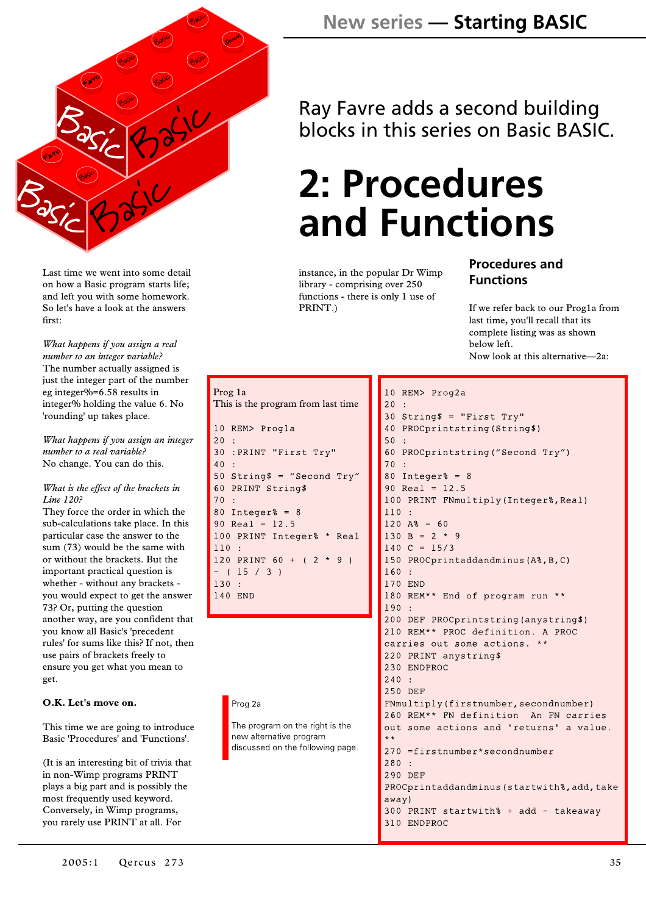# New series — Starting BASIC

Ray Favre adds a second building blocks in this series on Basic BASIC.

# 2: Procedures and Functions

Last time we went into some detail on how a Basic program starts life; and left you with some homework. So let's have a look at the answers first:

*What happens if you assign a real number to an integer variable?*
The number actually assigned is just the integer part of the number eg integer%=6.58 results in integer% holding the value 6. No 'rounding' up takes place.

*What happens if you assign an integer number to a real variable?*
No change. You can do this.

*What is the effect of the brackets in Line 120?*
They force the order in which the sub-calculations take place. In this particular case the answer to the sum (73) would be the same with or without the brackets. But the important practical question is whether - without any brackets - you would expect to get the answer 73? Or, putting the question another way, are you confident that you know all Basic's 'precedent rules' for sums like this? If not, then use pairs of brackets freely to ensure you get what you mean to get.

**O.K. Let's move on.**

This time we are going to introduce Basic 'Procedures' and 'Functions'.

(It is an interesting bit of trivia that in non-Wimp programs PRINT plays a big part and is possibly the most frequently used keyword. Conversely, in Wimp programs, you rarely use PRINT at all. For instance, in the popular Dr Wimp library - comprising over 250 functions - there is only 1 use of PRINT.)

### Procedures and Functions

If we refer back to our Prog1a from last time, you'll recall that its complete listing was as shown below left.
Now look at this alternative—2a:

Prog 1a
This is the program from last time

```
10 REM> Prog1a
20 :
30 :PRINT "First Try"
40 :
50 String$ = "Second Try"
60 PRINT String$
70 :
80 Integer% = 8
90 Real = 12.5
100 PRINT Integer% * Real
110 :
120 PRINT 60 + ( 2 * 9 ) - ( 15 / 3 )
130 :
140 END
```

Prog 2a

The program on the right is the new alternative program discussed on the following page.

```
10 REM> Prog2a
20 :
30 String$ = "First Try"
40 PROCprintstring(String$)
50 :
60 PROCprintstring("Second Try")
70 :
80 Integer% = 8
90 Real = 12.5
100 PRINT FNmultiply(Integer%,Real)
110 :
120 A% = 60
130 B = 2 * 9
140 C = 15/3
150 PROCprintaddandminus(A%,B,C)
160 :
170 END
180 REM** End of program run **
190 :
200 DEF PROCprintstring(anystring$)
210 REM** PROC definition. A PROC carries out some actions. **
220 PRINT anystring$
230 ENDPROC
240 :
250 DEF FNmultiply(firstnumber,secondnumber)
260 REM** FN definition  An FN carries out some actions and 'returns' a value. **
270 =firstnumber*secondnumber
280 :
290 DEF PROCprintaddandminus(startwith%,add,takeaway)
300 PRINT startwith% + add - takeaway
310 ENDPROC
```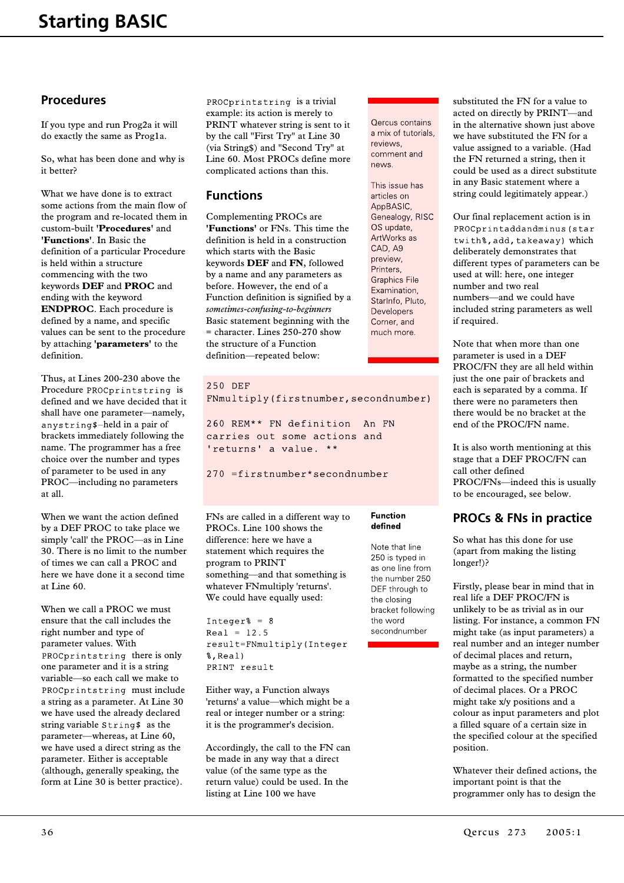## Procedures

If you type and run Prog2a it will do exactly the same as Prog1a.

So, what has been done and why is it better?

What we have done is to extract some actions from the main flow of the program and re-located them in custom-built **'Procedures'** and **'Functions'**. In Basic the definition of a particular Procedure is held within a structure commencing with the two keywords **DEF** and **PROC** and ending with the keyword **ENDPROC**. Each procedure is defined by a name, and specific values can be sent to the procedure by attaching **'parameters'** to the definition.

Thus, at Lines 200-230 above the Procedure `PROCprintstring` is defined and we have decided that it shall have one parameter—namely, `anystring$`–held in a pair of brackets immediately following the name. The programmer has a free choice over the number and types of parameter to be used in any PROC—including no parameters at all.

When we want the action defined by a DEF PROC to take place we simply 'call' the PROC—as in Line 30. There is no limit to the number of times we can call a PROC and here we have done it a second time at Line 60.

When we call a PROC we must ensure that the call includes the right number and type of parameter values. With `PROCprintstring` there is only one parameter and it is a string variable—so each call we make to `PROCprintstring` must include a string as a parameter. At Line 30 we have used the already declared string variable `String$` as the parameter—whereas, at Line 60, we have used a direct string as the parameter. Either is acceptable (although, generally speaking, the form at Line 30 is better practice).

`PROCprintstring` is a trivial example: its action is merely to PRINT whatever string is sent to it by the call "First Try" at Line 30 (via String$) and "Second Try" at Line 60. Most PROCs define more complicated actions than this.

## Functions

Complementing PROCs are **'Functions'** or FNs. This time the definition is held in a construction which starts with the Basic keywords **DEF** and **FN**, followed by a name and any parameters as before. However, the end of a Function definition is signified by a *sometimes-confusing-to-beginners* Basic statement beginning with the = character. Lines 250-270 show the structure of a Function definition—repeated below:

```
250 DEF FNmultiply(firstnumber,secondnumber)

260 REM** FN definition  An FN carries out some actions and 'returns' a value. **

270 =firstnumber*secondnumber
```

FNs are called in a different way to PROCs. Line 100 shows the difference: here we have a statement which requires the program to PRINT something—and that something is whatever FNmultiply 'returns'. We could have equally used:

```
Integer% = 8
Real = 12.5
result=FNmultiply(Integer%,Real)
PRINT result
```

Either way, a Function always 'returns' a value—which might be a real or integer number or a string: it is the programmer's decision.

Accordingly, the call to the FN can be made in any way that a direct value (of the same type as the return value) could be used. In the listing at Line 100 we have substituted the FN for a value to acted on directly by PRINT—and in the alternative shown just above we have substituted the FN for a value assigned to a variable. (Had the FN returned a string, then it could be used as a direct substitute in any Basic statement where a string could legitimately appear.)

Our final replacement action is in `PROCprintaddandminus(startwith%,add,takeaway)` which deliberately demonstrates that different types of parameters can be used at will: here, one integer number and two real numbers—and we could have included string parameters as well if required.

Note that when more than one parameter is used in a DEF PROC/FN they are all held within just the one pair of brackets and each is separated by a comma. If there were no parameters then there would be no bracket at the end of the PROC/FN name.

It is also worth mentioning at this stage that a DEF PROC/FN can call other defined PROC/FNs—indeed this is usually to be encouraged, see below.

## PROCs & FNs in practice

So what has this done for use (apart from making the listing longer!)?

Firstly, please bear in mind that in real life a DEF PROC/FN is unlikely to be as trivial as in our listing. For instance, a common FN might take (as input parameters) a real number and an integer number of decimal places and return, maybe as a string, the number formatted to the specified number of decimal places. Or a PROC might take x/y positions and a colour as input parameters and plot a filled square of a certain size in the specified colour at the specified position.

Whatever their defined actions, the important point is that the programmer only has to design the

---

Qercus contains a mix of tutorials, reviews, comment and news.

This issue has articles on AppBASIC, Genealogy, RISC OS update, ArtWorks as CAD, A9 preview, Printers, Graphics File Examination, StarInfo, Pluto, Developers Corner, and much more.

---

**Function defined**

Note that line 250 is typed in as one line from the number 250 DEF through to the closing bracket following the word secondnumber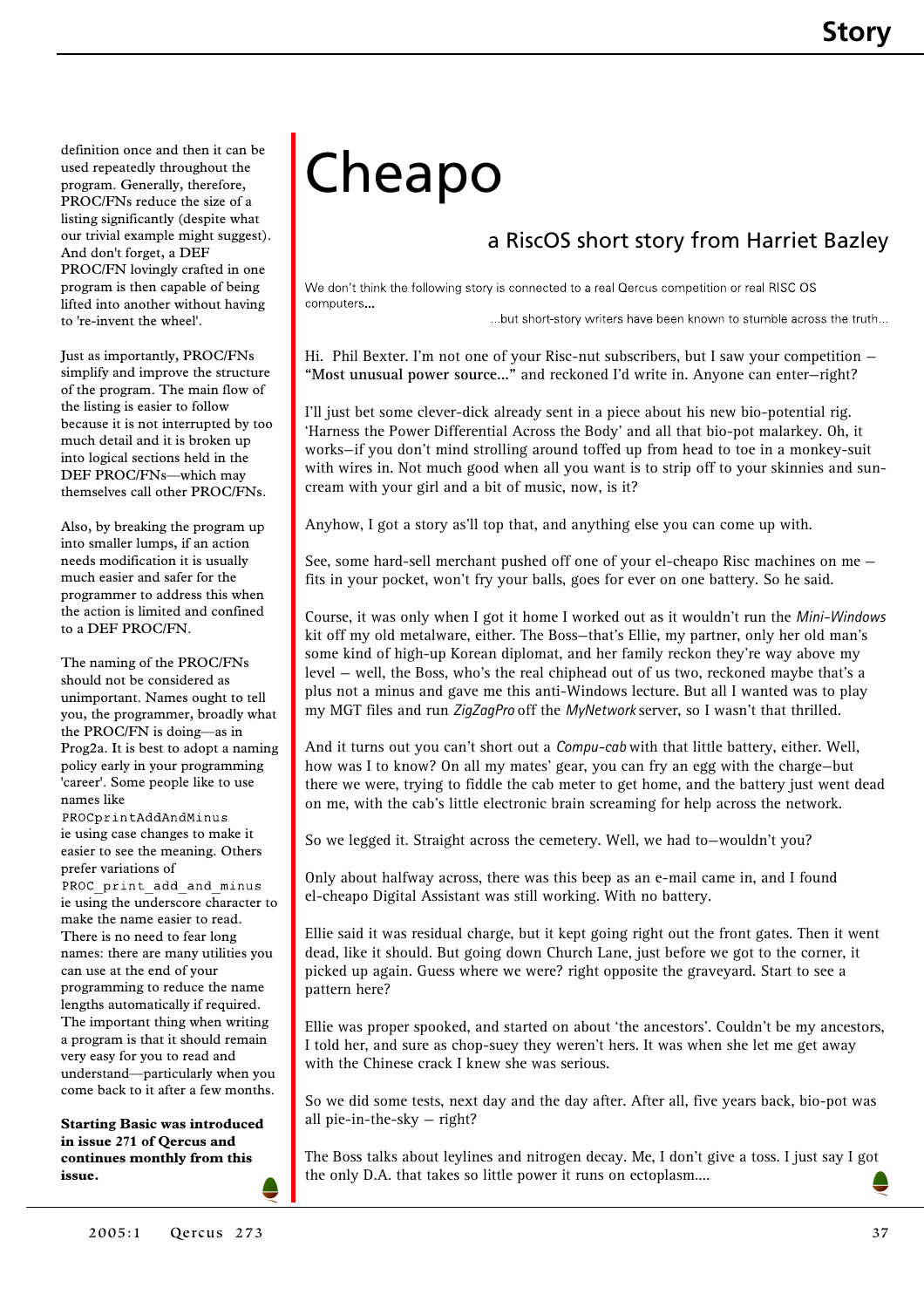definition once and then it can be used repeatedly throughout the program. Generally, therefore, PROC/FNs reduce the size of a listing significantly (despite what our trivial example might suggest). And don't forget, a DEF PROC/FN lovingly crafted in one program is then capable of being lifted into another without having to 're-invent the wheel'.

Just as importantly, PROC/FNs simplify and improve the structure of the program. The main flow of the listing is easier to follow because it is not interrupted by too much detail and it is broken up into logical sections held in the DEF PROC/FNs—which may themselves call other PROC/FNs.

Also, by breaking the program up into smaller lumps, if an action needs modification it is usually much easier and safer for the programmer to address this when the action is limited and confined to a DEF PROC/FN.

The naming of the PROC/FNs should not be considered as unimportant. Names ought to tell you, the programmer, broadly what the PROC/FN is doing—as in Prog2a. It is best to adopt a naming policy early in your programming 'career'. Some people like to use names like `PROCprintAddAndMinus` ie using case changes to make it easier to see the meaning. Others prefer variations of `PROC_print_add_and_minus` ie using the underscore character to make the name easier to read. There is no need to fear long names: there are many utilities you can use at the end of your programming to reduce the name lengths automatically if required. The important thing when writing a program is that it should remain very easy for you to read and understand—particularly when you come back to it after a few months.

**Starting Basic was introduced in issue 271 of Qercus and continues monthly from this issue.**

# Cheapo

## a RiscOS short story from Harriet Bazley

We don't think the following story is connected to a real Qercus competition or real RISC OS computers...

...but short-story writers have been known to stumble across the truth...

Hi. Phil Bexter. I'm not one of your Risc-nut subscribers, but I saw your competition – **"Most unusual power source..."** and reckoned I'd write in. Anyone can enter–right?

I'll just bet some clever-dick already sent in a piece about his new bio-potential rig. 'Harness the Power Differential Across the Body' and all that bio-pot malarkey. Oh, it works–if you don't mind strolling around toffed up from head to toe in a monkey-suit with wires in. Not much good when all you want is to strip off to your skinnies and sun-cream with your girl and a bit of music, now, is it?

Anyhow, I got a story as'll top that, and anything else you can come up with.

See, some hard-sell merchant pushed off one of your el-cheapo Risc machines on me – fits in your pocket, won't fry your balls, goes for ever on one battery. So he said.

Course, it was only when I got it home I worked out as it wouldn't run the *Mini-Windows* kit off my old metalware, either. The Boss–that's Ellie, my partner, only her old man's some kind of high-up Korean diplomat, and her family reckon they're way above my level – well, the Boss, who's the real chiphead out of us two, reckoned maybe that's a plus not a minus and gave me this anti-Windows lecture. But all I wanted was to play my MGT files and run *ZigZagPro* off the *MyNetwork* server, so I wasn't that thrilled.

And it turns out you can't short out a *Compu-cab* with that little battery, either. Well, how was I to know? On all my mates' gear, you can fry an egg with the charge–but there we were, trying to fiddle the cab meter to get home, and the battery just went dead on me, with the cab's little electronic brain screaming for help across the network.

So we legged it. Straight across the cemetery. Well, we had to–wouldn't you?

Only about halfway across, there was this beep as an e-mail came in, and I found el-cheapo Digital Assistant was still working. With no battery.

Ellie said it was residual charge, but it kept going right out the front gates. Then it went dead, like it should. But going down Church Lane, just before we got to the corner, it picked up again. Guess where we were? right opposite the graveyard. Start to see a pattern here?

Ellie was proper spooked, and started on about 'the ancestors'. Couldn't be my ancestors, I told her, and sure as chop-suey they weren't hers. It was when she let me get away with the Chinese crack I knew she was serious.

So we did some tests, next day and the day after. After all, five years back, bio-pot was all pie-in-the-sky – right?

The Boss talks about leylines and nitrogen decay. Me, I don't give a toss. I just say I got the only D.A. that takes so little power it runs on ectoplasm....